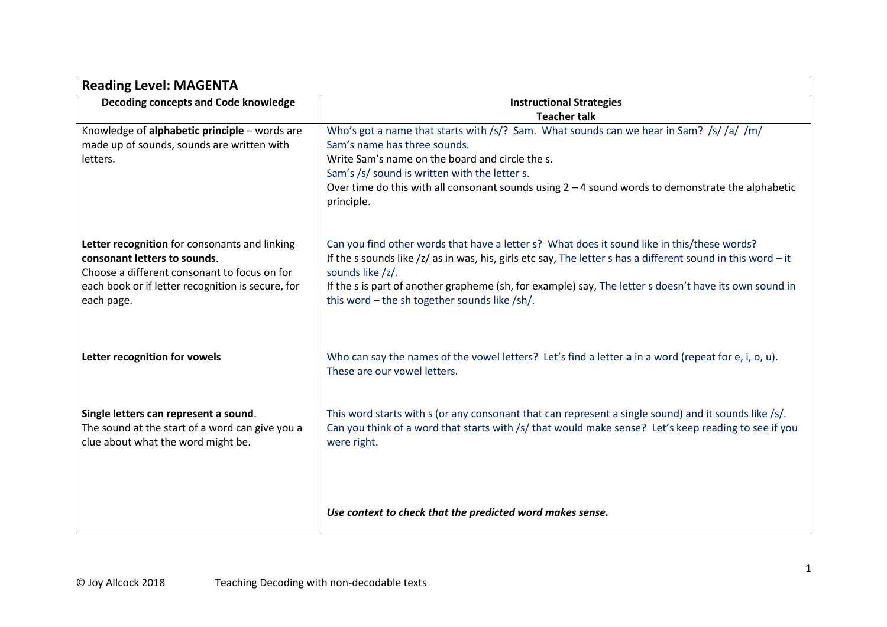| Reading Level: MAGENTA | |
|---|---|
| **Decoding concepts and Code knowledge** | **Instructional Strategies**<br>**Teacher talk** |
| Knowledge of **alphabetic principle** – words are made up of sounds, sounds are written with letters. | Who's got a name that starts with /s/? Sam. What sounds can we hear in Sam? /s/ /a/ /m/<br>Sam's name has three sounds.<br>Write Sam's name on the board and circle the s.<br>Sam's /s/ sound is written with the letter s.<br>Over time do this with all consonant sounds using 2 – 4 sound words to demonstrate the alphabetic principle. |
| **Letter recognition** for consonants and linking **consonant letters to sounds**.<br>Choose a different consonant to focus on for each book or if letter recognition is secure, for each page. | Can you find other words that have a letter s? What does it sound like in this/these words?<br>If the s sounds like /z/ as in was, his, girls etc say, The letter s has a different sound in this word – it sounds like /z/.<br>If the s is part of another grapheme (sh, for example) say, The letter s doesn't have its own sound in this word – the sh together sounds like /sh/. |
| **Letter recognition for vowels** | Who can say the names of the vowel letters? Let's find a letter **a** in a word (repeat for e, i, o, u).<br>These are our vowel letters. |
| **Single letters can represent a sound**.<br>The sound at the start of a word can give you a clue about what the word might be. | This word starts with s (or any consonant that can represent a single sound) and it sounds like /s/.<br>Can you think of a word that starts with /s/ that would make sense? Let's keep reading to see if you were right.<br><br>***Use context to check that the predicted word makes sense.*** |

© Joy Allcock 2018 Teaching Decoding with non-decodable texts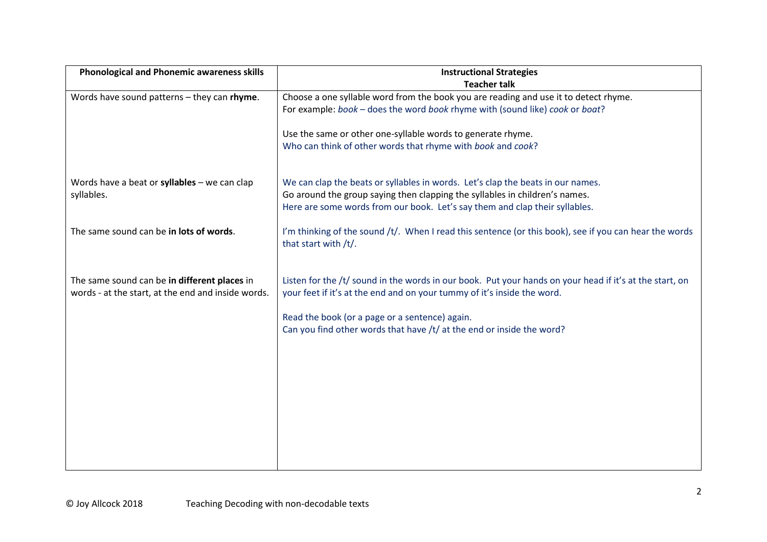| **Phonological and Phonemic awareness skills** | **Instructional Strategies**<br>**Teacher talk** |
|---|---|
| Words have sound patterns – they can **rhyme**. | Choose a one syllable word from the book you are reading and use it to detect rhyme.<br>For example: *book* – does the word *book* rhyme with (sound like) *cook* or *boat*?<br><br>Use the same or other one-syllable words to generate rhyme.<br>Who can think of other words that rhyme with *book* and *cook*? |
| Words have a beat or **syllables** – we can clap syllables. | We can clap the beats or syllables in words. Let's clap the beats in our names.<br>Go around the group saying then clapping the syllables in children's names.<br>Here are some words from our book. Let's say them and clap their syllables. |
| The same sound can be **in lots of words**. | I'm thinking of the sound /t/. When I read this sentence (or this book), see if you can hear the words that start with /t/. |
| The same sound can be **in different places** in words - at the start, at the end and inside words. | Listen for the /t/ sound in the words in our book. Put your hands on your head if it's at the start, on your feet if it's at the end and on your tummy of it's inside the word.<br><br>Read the book (or a page or a sentence) again.<br>Can you find other words that have /t/ at the end or inside the word? |

© Joy Allcock 2018 Teaching Decoding with non-decodable texts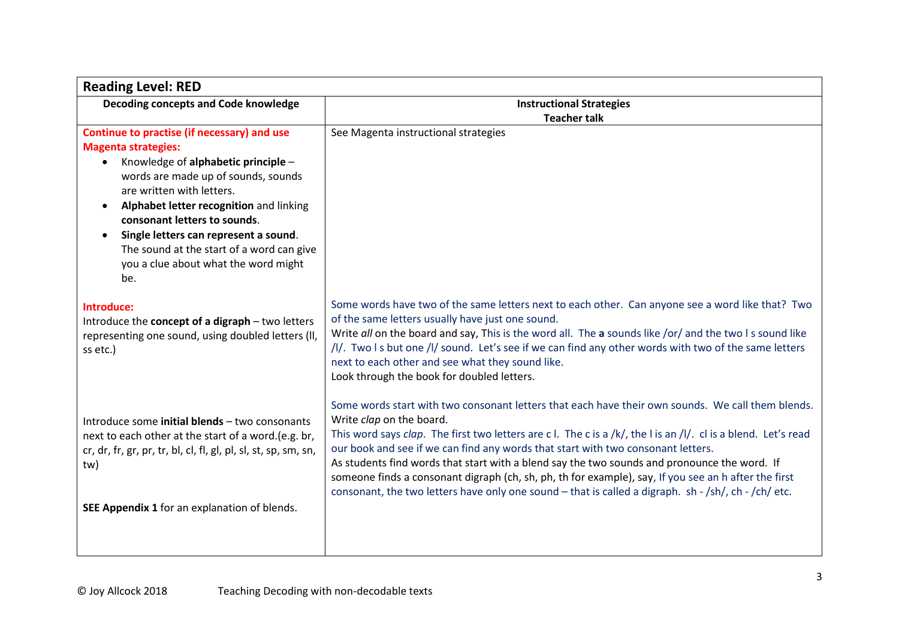| Reading Level: RED | |
|---|---|
| **Decoding concepts and Code knowledge** | **Instructional Strategies**<br>**Teacher talk** |
| **Continue to practise (if necessary) and use Magenta strategies:**<br>• Knowledge of **alphabetic principle** – words are made up of sounds, sounds are written with letters.<br>• **Alphabet letter recognition** and linking **consonant letters to sounds**.<br>• **Single letters can represent a sound**. The sound at the start of a word can give you a clue about what the word might be. | See Magenta instructional strategies |
| **Introduce:**<br>Introduce the **concept of a digraph** – two letters representing one sound, using doubled letters (ll, ss etc.) | Some words have two of the same letters next to each other. Can anyone see a word like that? Two of the same letters usually have just one sound.<br>Write *all* on the board and say, This is the word all. The **a** sounds like /or/ and the two l s sound like /l/. Two l s but one /l/ sound. Let's see if we can find any other words with two of the same letters next to each other and see what they sound like.<br>Look through the book for doubled letters. |
| Introduce some **initial blends** – two consonants next to each other at the start of a word.(e.g. br, cr, dr, fr, gr, pr, tr, bl, cl, fl, gl, pl, sl, st, sp, sm, sn, tw)<br><br>**SEE Appendix 1** for an explanation of blends. | Some words start with two consonant letters that each have their own sounds. We call them blends.<br>Write *clap* on the board.<br>This word says *clap*. The first two letters are c l. The c is a /k/, the l is an /l/. cl is a blend. Let's read our book and see if we can find any words that start with two consonant letters.<br>As students find words that start with a blend say the two sounds and pronounce the word. If someone finds a consonant digraph (ch, sh, ph, th for example), say, If you see an h after the first consonant, the two letters have only one sound – that is called a digraph. sh - /sh/, ch - /ch/ etc. |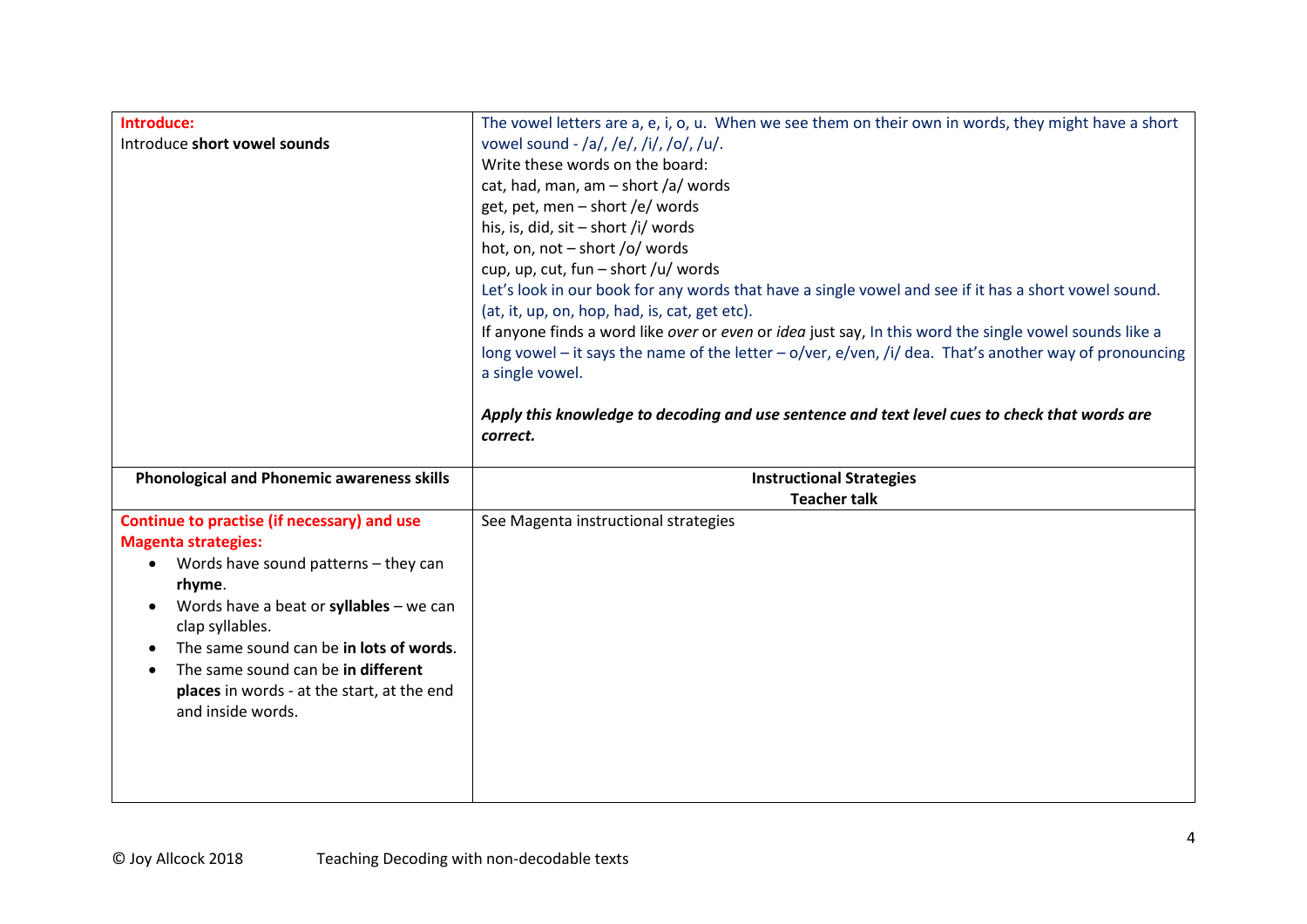| **Introduce:**<br>Introduce **short vowel sounds** | The vowel letters are a, e, i, o, u. When we see them on their own in words, they might have a short vowel sound - /a/, /e/, /i/, /o/, /u/.<br>Write these words on the board:<br>cat, had, man, am – short /a/ words<br>get, pet, men – short /e/ words<br>his, is, did, sit – short /i/ words<br>hot, on, not – short /o/ words<br>cup, up, cut, fun – short /u/ words<br>Let's look in our book for any words that have a single vowel and see if it has a short vowel sound. (at, it, up, on, hop, had, is, cat, get etc).<br>If anyone finds a word like *over* or *even* or *idea* just say, In this word the single vowel sounds like a long vowel – it says the name of the letter – o/ver, e/ven, /i/ dea. That's another way of pronouncing a single vowel.<br><br>***Apply this knowledge to decoding and use sentence and text level cues to check that words are correct.*** |
|---|---|
| **Phonological and Phonemic awareness skills** | **Instructional Strategies**<br>**Teacher talk** |
| **Continue to practise (if necessary) and use Magenta strategies:**<br>• Words have sound patterns – they can **rhyme**.<br>• Words have a beat or **syllables** – we can clap syllables.<br>• The same sound can be **in lots of words**.<br>• The same sound can be **in different places** in words - at the start, at the end and inside words. | See Magenta instructional strategies |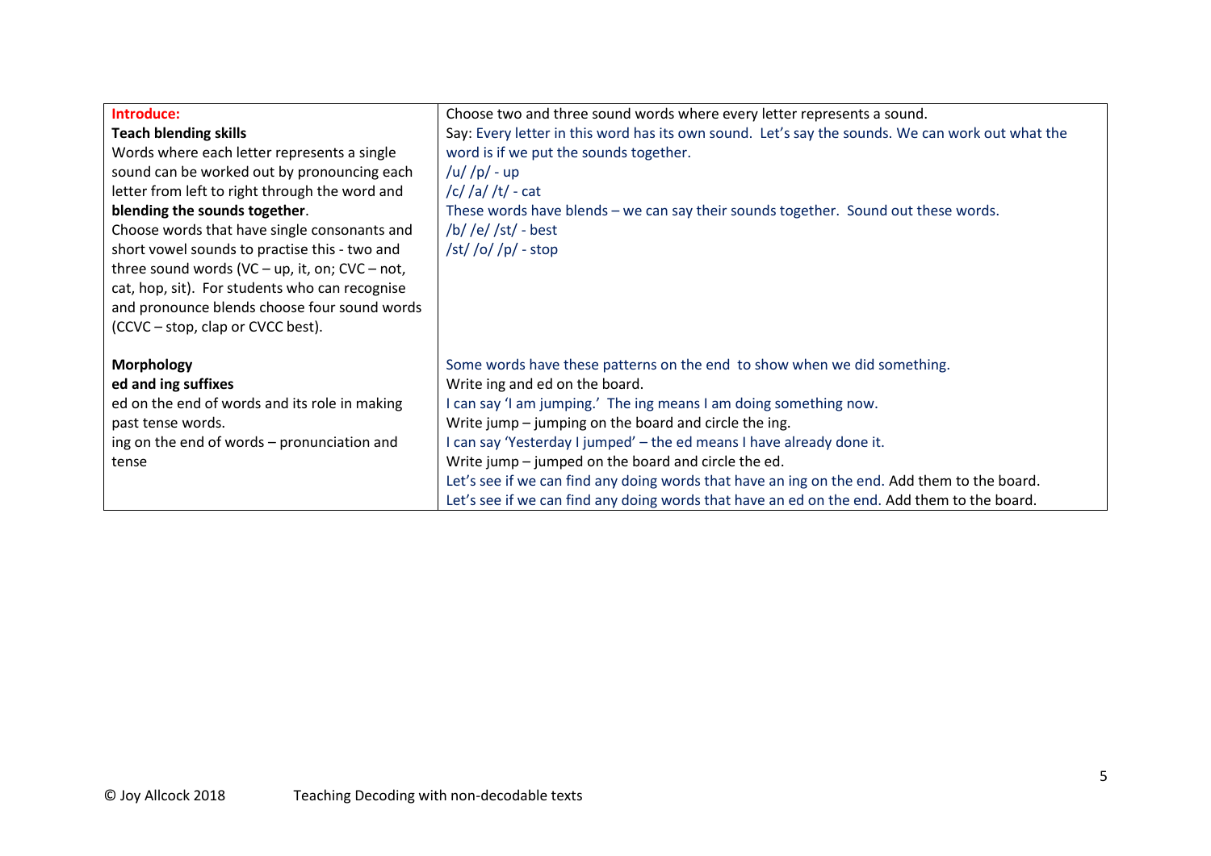| | |
|---|---|
| **Introduce:**<br>**Teach blending skills**<br>Words where each letter represents a single sound can be worked out by pronouncing each letter from left to right through the word and **blending the sounds together**.<br>Choose words that have single consonants and short vowel sounds to practise this - two and three sound words (VC – up, it, on; CVC – not, cat, hop, sit). For students who can recognise and pronounce blends choose four sound words (CCVC – stop, clap or CVCC best). | Choose two and three sound words where every letter represents a sound.<br>Say: Every letter in this word has its own sound. Let's say the sounds. We can work out what the word is if we put the sounds together.<br>/u/ /p/ - up<br>/c/ /a/ /t/ - cat<br>These words have blends – we can say their sounds together. Sound out these words.<br>/b/ /e/ /st/ - best<br>/st/ /o/ /p/ - stop |
| **Morphology**<br>**ed and ing suffixes**<br>ed on the end of words and its role in making past tense words.<br>ing on the end of words – pronunciation and tense | Some words have these patterns on the end to show when we did something.<br>Write ing and ed on the board.<br>I can say 'I am jumping.' The ing means I am doing something now.<br>Write jump – jumping on the board and circle the ing.<br>I can say 'Yesterday I jumped' – the ed means I have already done it.<br>Write jump – jumped on the board and circle the ed.<br>Let's see if we can find any doing words that have an ing on the end. Add them to the board.<br>Let's see if we can find any doing words that have an ed on the end. Add them to the board. |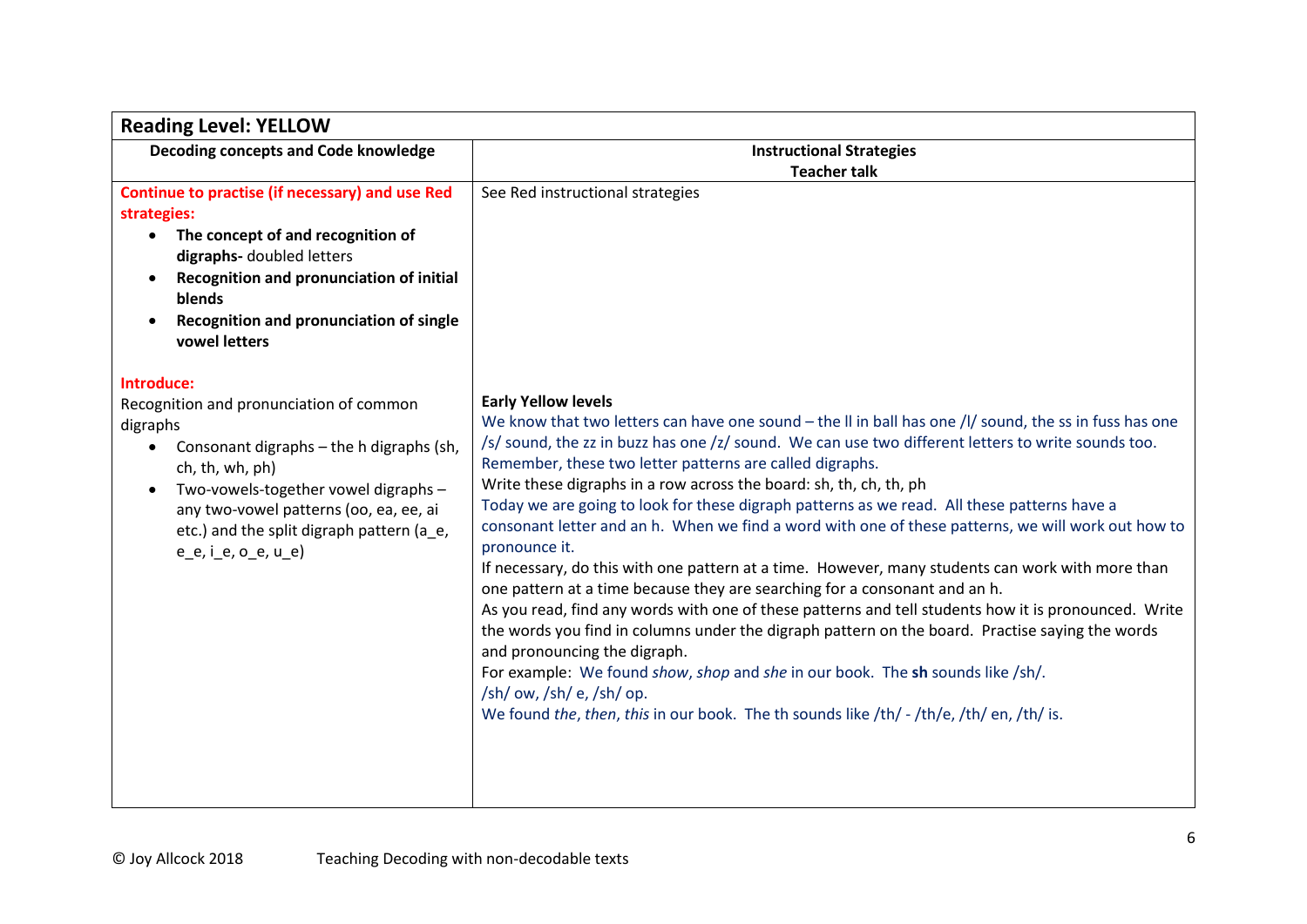| Reading Level: YELLOW | |
|---|---|
| **Decoding concepts and Code knowledge** | **Instructional Strategies**<br>**Teacher talk** |
| **Continue to practise (if necessary) and use Red strategies:**<br>• **The concept of and recognition of digraphs-** doubled letters<br>• **Recognition and pronunciation of initial blends**<br>• **Recognition and pronunciation of single vowel letters** | See Red instructional strategies |
| **Introduce:**<br>Recognition and pronunciation of common digraphs<br>• Consonant digraphs – the h digraphs (sh, ch, th, wh, ph)<br>• Two-vowels-together vowel digraphs – any two-vowel patterns (oo, ea, ee, ai etc.) and the split digraph pattern (a_e, e_e, i_e, o_e, u_e) | **Early Yellow levels**<br>We know that two letters can have one sound – the ll in ball has one /l/ sound, the ss in fuss has one /s/ sound, the zz in buzz has one /z/ sound. We can use two different letters to write sounds too. Remember, these two letter patterns are called digraphs.<br>Write these digraphs in a row across the board: sh, th, ch, th, ph<br>Today we are going to look for these digraph patterns as we read. All these patterns have a consonant letter and an h. When we find a word with one of these patterns, we will work out how to pronounce it.<br>If necessary, do this with one pattern at a time. However, many students can work with more than one pattern at a time because they are searching for a consonant and an h.<br>As you read, find any words with one of these patterns and tell students how it is pronounced. Write the words you find in columns under the digraph pattern on the board. Practise saying the words and pronouncing the digraph.<br>For example: We found *show*, *shop* and *she* in our book. The **sh** sounds like /sh/.<br>/sh/ ow, /sh/ e, /sh/ op.<br>We found *the*, *then*, *this* in our book. The th sounds like /th/ - /th/e, /th/ en, /th/ is. |

© Joy Allcock 2018 Teaching Decoding with non-decodable texts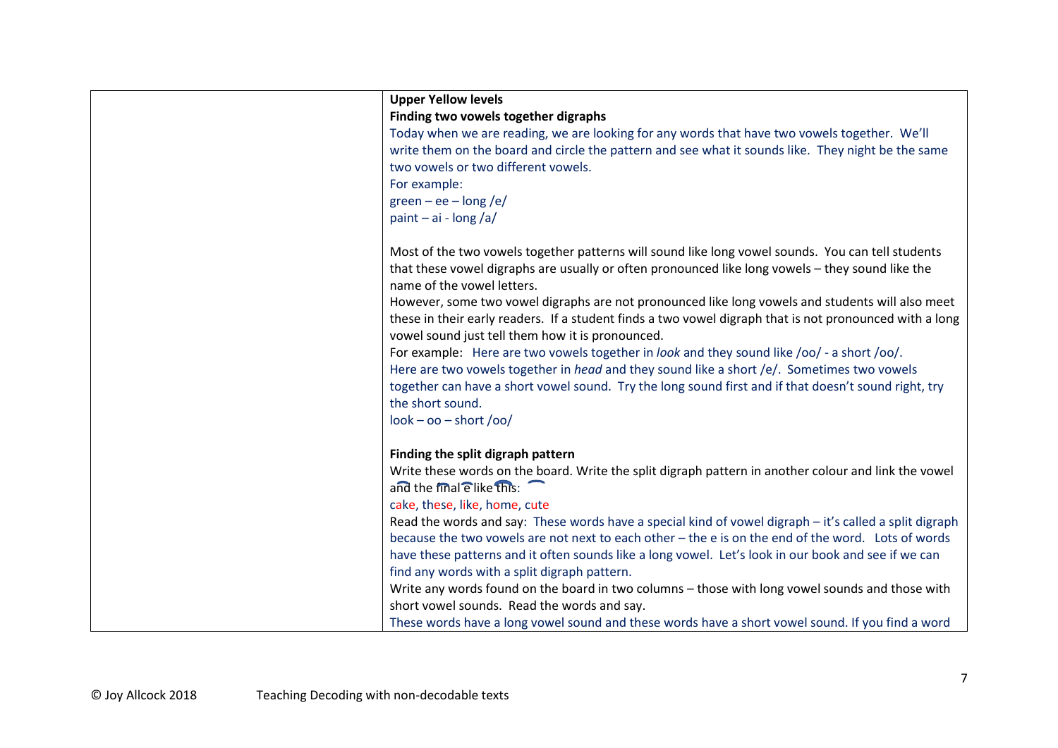**Upper Yellow levels**

**Finding two vowels together digraphs**

Today when we are reading, we are looking for any words that have two vowels together. We'll write them on the board and circle the pattern and see what it sounds like. They night be the same two vowels or two different vowels.

For example:

green – ee – long /e/

paint – ai - long /a/

Most of the two vowels together patterns will sound like long vowel sounds. You can tell students that these vowel digraphs are usually or often pronounced like long vowels – they sound like the name of the vowel letters.

However, some two vowel digraphs are not pronounced like long vowels and students will also meet these in their early readers. If a student finds a two vowel digraph that is not pronounced with a long vowel sound just tell them how it is pronounced.

For example: Here are two vowels together in *look* and they sound like /oo/ - a short /oo/.

Here are two vowels together in *head* and they sound like a short /e/. Sometimes two vowels together can have a short vowel sound. Try the long sound first and if that doesn't sound right, try the short sound.

look – oo – short /oo/

**Finding the split digraph pattern**

Write these words on the board. Write the split digraph pattern in another colour and link the vowel and the final e like this:

cake, these, like, home, cute

Read the words and say: These words have a special kind of vowel digraph – it's called a split digraph because the two vowels are not next to each other – the e is on the end of the word. Lots of words have these patterns and it often sounds like a long vowel. Let's look in our book and see if we can find any words with a split digraph pattern.

Write any words found on the board in two columns – those with long vowel sounds and those with short vowel sounds. Read the words and say.

These words have a long vowel sound and these words have a short vowel sound. If you find a word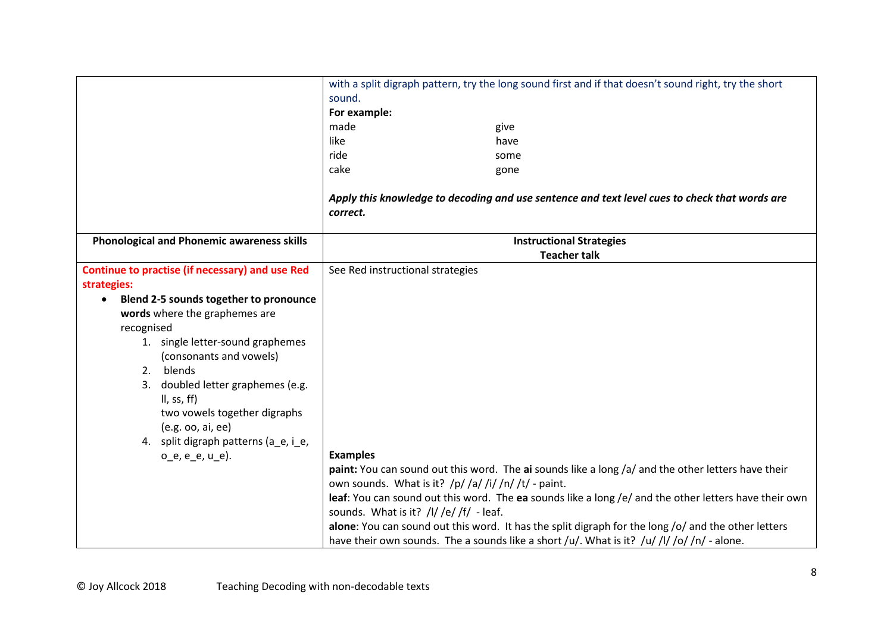| | |
|---|---|
| | with a split digraph pattern, try the long sound first and if that doesn't sound right, try the short sound.<br>**For example:**<br>made &nbsp;&nbsp;&nbsp;&nbsp;&nbsp;&nbsp; give<br>like &nbsp;&nbsp;&nbsp;&nbsp;&nbsp;&nbsp; have<br>ride &nbsp;&nbsp;&nbsp;&nbsp;&nbsp;&nbsp; some<br>cake &nbsp;&nbsp;&nbsp;&nbsp;&nbsp;&nbsp; gone<br><br>***Apply this knowledge to decoding and use sentence and text level cues to check that words are correct.*** |
| **Phonological and Phonemic awareness skills** | **Instructional Strategies**<br>**Teacher talk** |
| **Continue to practise (if necessary) and use Red strategies:**<br>• **Blend 2-5 sounds together to pronounce words** where the graphemes are recognised<br>1. single letter-sound graphemes (consonants and vowels)<br>2. blends<br>3. doubled letter graphemes (e.g. ll, ss, ff)<br>two vowels together digraphs (e.g. oo, ai, ee)<br>4. split digraph patterns (a_e, i_e, o_e, e_e, u_e). | See Red instructional strategies<br><br>**Examples**<br>**paint:** You can sound out this word. The **ai** sounds like a long /a/ and the other letters have their own sounds. What is it? /p/ /a/ /i/ /n/ /t/ - paint.<br>**leaf**: You can sound out this word. The **ea** sounds like a long /e/ and the other letters have their own sounds. What is it? /l/ /e/ /f/ - leaf.<br>**alone**: You can sound out this word. It has the split digraph for the long /o/ and the other letters have their own sounds. The a sounds like a short /u/. What is it? /u/ /l/ /o/ /n/ - alone. |

© Joy Allcock 2018 Teaching Decoding with non-decodable texts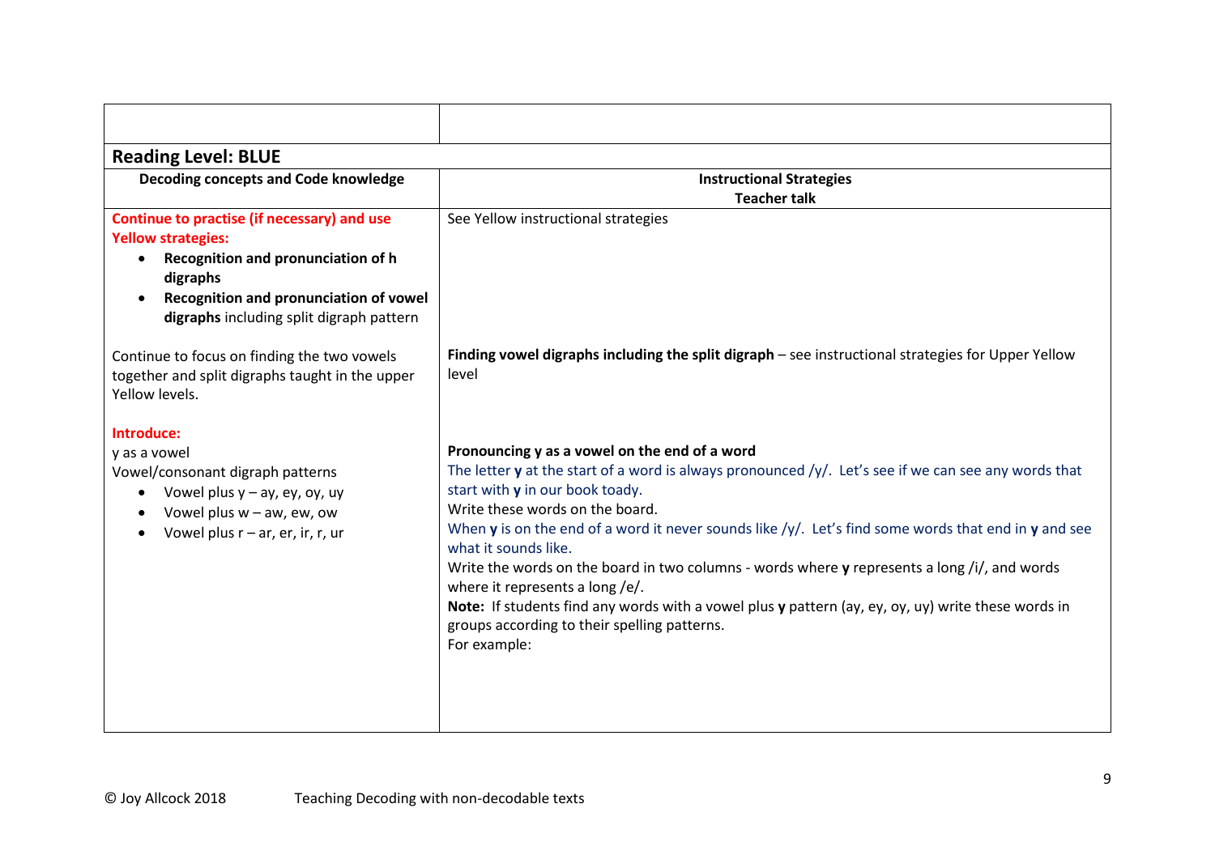| | |
|---|---|
| **Reading Level: BLUE** | |
| **Decoding concepts and Code knowledge** | **Instructional Strategies**<br>**Teacher talk** |
| **Continue to practise (if necessary) and use Yellow strategies:**<br>• **Recognition and pronunciation of h digraphs**<br>• **Recognition and pronunciation of vowel digraphs** including split digraph pattern | See Yellow instructional strategies |
| Continue to focus on finding the two vowels together and split digraphs taught in the upper Yellow levels. | **Finding vowel digraphs including the split digraph** – see instructional strategies for Upper Yellow level |
| **Introduce:**<br>y as a vowel<br>Vowel/consonant digraph patterns<br>• Vowel plus y – ay, ey, oy, uy<br>• Vowel plus w – aw, ew, ow<br>• Vowel plus r – ar, er, ir, r, ur | **Pronouncing y as a vowel on the end of a word**<br>The letter **y** at the start of a word is always pronounced /y/. Let's see if we can see any words that start with **y** in our book toady.<br>Write these words on the board.<br>When **y** is on the end of a word it never sounds like /y/. Let's find some words that end in **y** and see what it sounds like.<br>Write the words on the board in two columns - words where **y** represents a long /i/, and words where it represents a long /e/.<br>**Note:** If students find any words with a vowel plus **y** pattern (ay, ey, oy, uy) write these words in groups according to their spelling patterns.<br>For example: |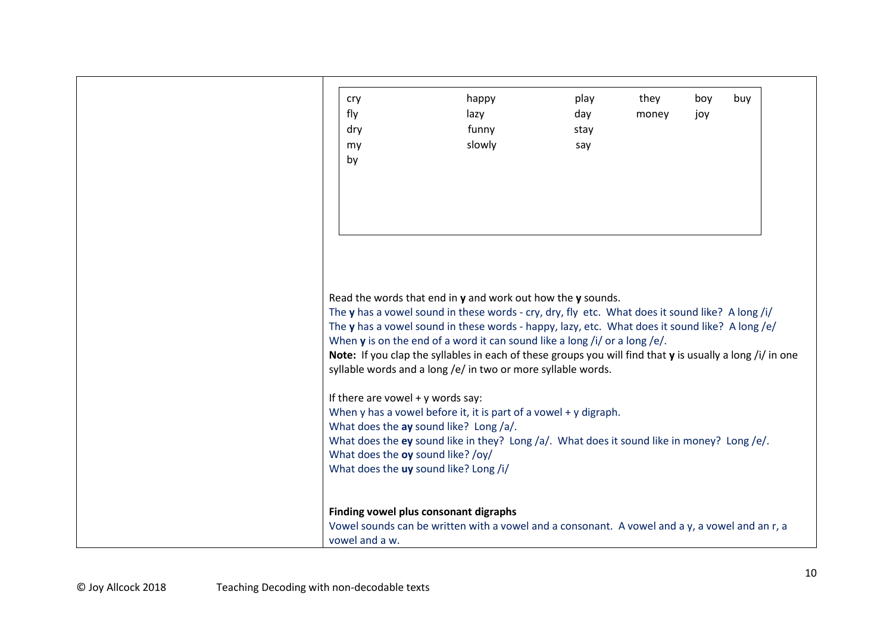| cry | happy | play | they | boy | buy |
|---|---|---|---|---|---|
| fly | lazy | day | money | joy | |
| dry | funny | stay | | | |
| my | slowly | say | | | |
| by | | | | | |

Read the words that end in **y** and work out how the **y** sounds.
The **y** has a vowel sound in these words - cry, dry, fly etc. What does it sound like? A long /i/
The **y** has a vowel sound in these words - happy, lazy, etc. What does it sound like? A long /e/
When **y** is on the end of a word it can sound like a long /i/ or a long /e/.
**Note:** If you clap the syllables in each of these groups you will find that **y** is usually a long /i/ in one syllable words and a long /e/ in two or more syllable words.

If there are vowel + y words say:
When y has a vowel before it, it is part of a vowel + y digraph.
What does the **ay** sound like? Long /a/.
What does the **ey** sound like in they? Long /a/. What does it sound like in money? Long /e/.
What does the **oy** sound like? /oy/
What does the **uy** sound like? Long /i/

**Finding vowel plus consonant digraphs**

Vowel sounds can be written with a vowel and a consonant. A vowel and a y, a vowel and an r, a vowel and a w.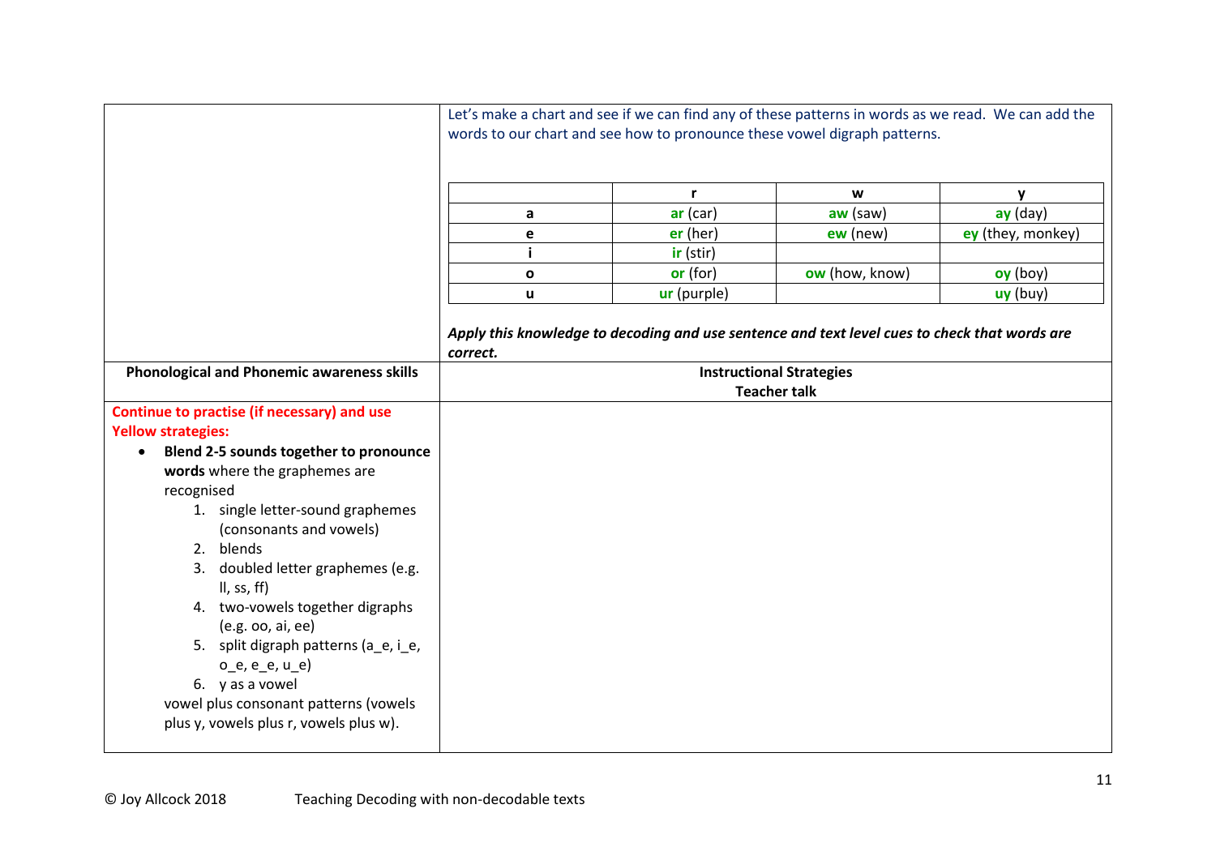Let's make a chart and see if we can find any of these patterns in words as we read. We can add the words to our chart and see how to pronounce these vowel digraph patterns.

| | r | w | y |
|---|---|---|---|
| **a** | **ar** (car) | **aw** (saw) | **ay** (day) |
| **e** | **er** (her) | **ew** (new) | **ey** (they, monkey) |
| **i** | **ir** (stir) | | |
| **o** | **or** (for) | **ow** (how, know) | **oy** (boy) |
| **u** | **ur** (purple) | | **uy** (buy) |

***Apply this knowledge to decoding and use sentence and text level cues to check that words are correct.***

| Phonological and Phonemic awareness skills | Instructional Strategies<br>Teacher talk |
|---|---|
| **Continue to practise (if necessary) and use Yellow strategies:**<br>• **Blend 2-5 sounds together to pronounce words** where the graphemes are recognised<br>1. single letter-sound graphemes (consonants and vowels)<br>2. blends<br>3. doubled letter graphemes (e.g. ll, ss, ff)<br>4. two-vowels together digraphs (e.g. oo, ai, ee)<br>5. split digraph patterns (a_e, i_e, o_e, e_e, u_e)<br>6. y as a vowel<br>vowel plus consonant patterns (vowels plus y, vowels plus r, vowels plus w). | |

© Joy Allcock 2018 Teaching Decoding with non-decodable texts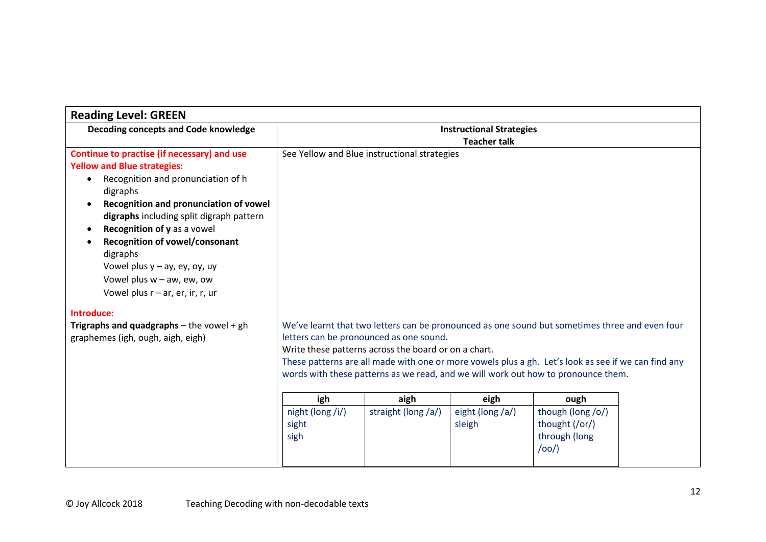| Reading Level: GREEN | |
|---|---|
| **Decoding concepts and Code knowledge** | **Instructional Strategies**<br>**Teacher talk** |
| **Continue to practise (if necessary) and use Yellow and Blue strategies:**<br>• Recognition and pronunciation of h digraphs<br>• **Recognition and pronunciation of vowel digraphs** including split digraph pattern<br>• **Recognition of y** as a vowel<br>• **Recognition of vowel/consonant** digraphs<br>Vowel plus y – ay, ey, oy, uy<br>Vowel plus w – aw, ew, ow<br>Vowel plus r – ar, er, ir, r, ur | See Yellow and Blue instructional strategies |
| **Introduce:**<br>**Trigraphs and quadgraphs** – the vowel + gh graphemes (igh, ough, aigh, eigh) | We've learnt that two letters can be pronounced as one sound but sometimes three and even four letters can be pronounced as one sound.<br>Write these patterns across the board or on a chart.<br>These patterns are all made with one or more vowels plus a gh. Let's look as see if we can find any words with these patterns as we read, and we will work out how to pronounce them. |

| igh | aigh | eigh | ough |
|---|---|---|---|
| night (long /i/)<br>sight<br>sigh | straight (long /a/) | eight (long /a/)<br>sleigh | though (long /o/)<br>thought (/or/)<br>through (long /oo/) |

© Joy Allcock 2018 Teaching Decoding with non-decodable texts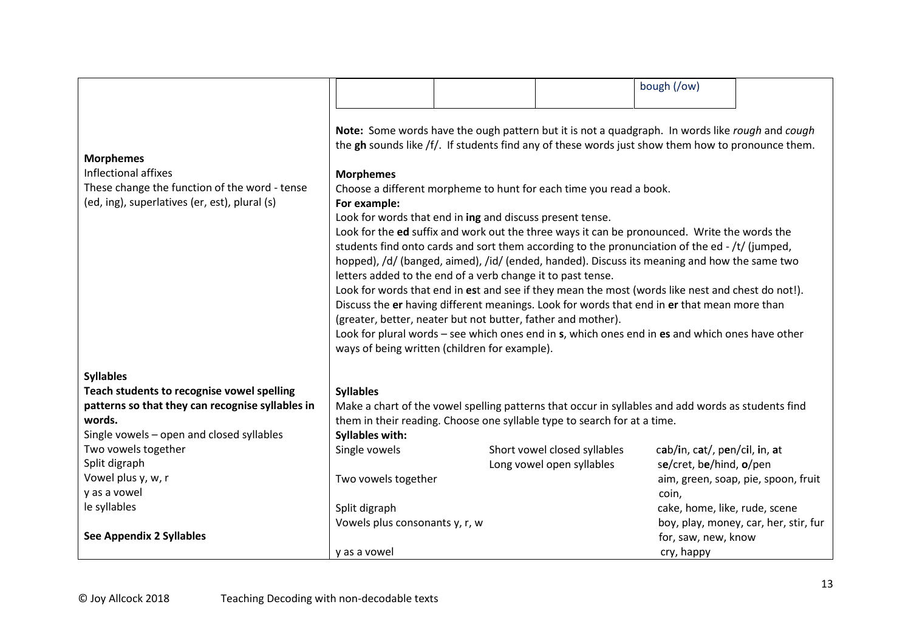| | |
|---|---|
| | bough (/ow) |
| | **Note:** Some words have the ough pattern but it is not a quadgraph. In words like *rough* and *cough* the **gh** sounds like /f/. If students find any of these words just show them how to pronounce them. |
| **Morphemes**<br>Inflectional affixes<br>These change the function of the word - tense (ed, ing), superlatives (er, est), plural (s) | **Morphemes**<br>Choose a different morpheme to hunt for each time you read a book.<br>**For example:**<br>Look for words that end in **ing** and discuss present tense.<br>Look for the **ed** suffix and work out the three ways it can be pronounced. Write the words the students find onto cards and sort them according to the pronunciation of the ed - /t/ (jumped, hopped), /d/ (banged, aimed), /id/ (ended, handed). Discuss its meaning and how the same two letters added to the end of a verb change it to past tense.<br>Look for words that end in **es**t and see if they mean the most (words like nest and chest do not!).<br>Discuss the **er** having different meanings. Look for words that end in **er** that mean more than (greater, better, neater but not butter, father and mother).<br>Look for plural words – see which ones end in **s**, which ones end in **es** and which ones have other ways of being written (children for example). |
| **Syllables**<br>**Teach students to recognise vowel spelling patterns so that they can recognise syllables in words.**<br>Single vowels – open and closed syllables<br>Two vowels together<br>Split digraph<br>Vowel plus y, w, r<br>y as a vowel<br>le syllables<br><br>**See Appendix 2 Syllables** | **Syllables**<br>Make a chart of the vowel spelling patterns that occur in syllables and add words as students find them in their reading. Choose one syllable type to search for at a time.<br>**Syllables with:**<br>Single vowels — Short vowel closed syllables: c**a**b/**i**n, c**a**t/, p**e**n/c**i**l, **i**n, **a**t; Long vowel open syllables: s**e**/cret, b**e**/hind, **o**/pen<br>Two vowels together — aim, green, soap, pie, spoon, fruit coin,<br>Split digraph — cake, home, like, rude, scene<br>Vowels plus consonants y, r, w — boy, play, money, car, her, stir, fur for, saw, new, know<br>y as a vowel — cry, happy |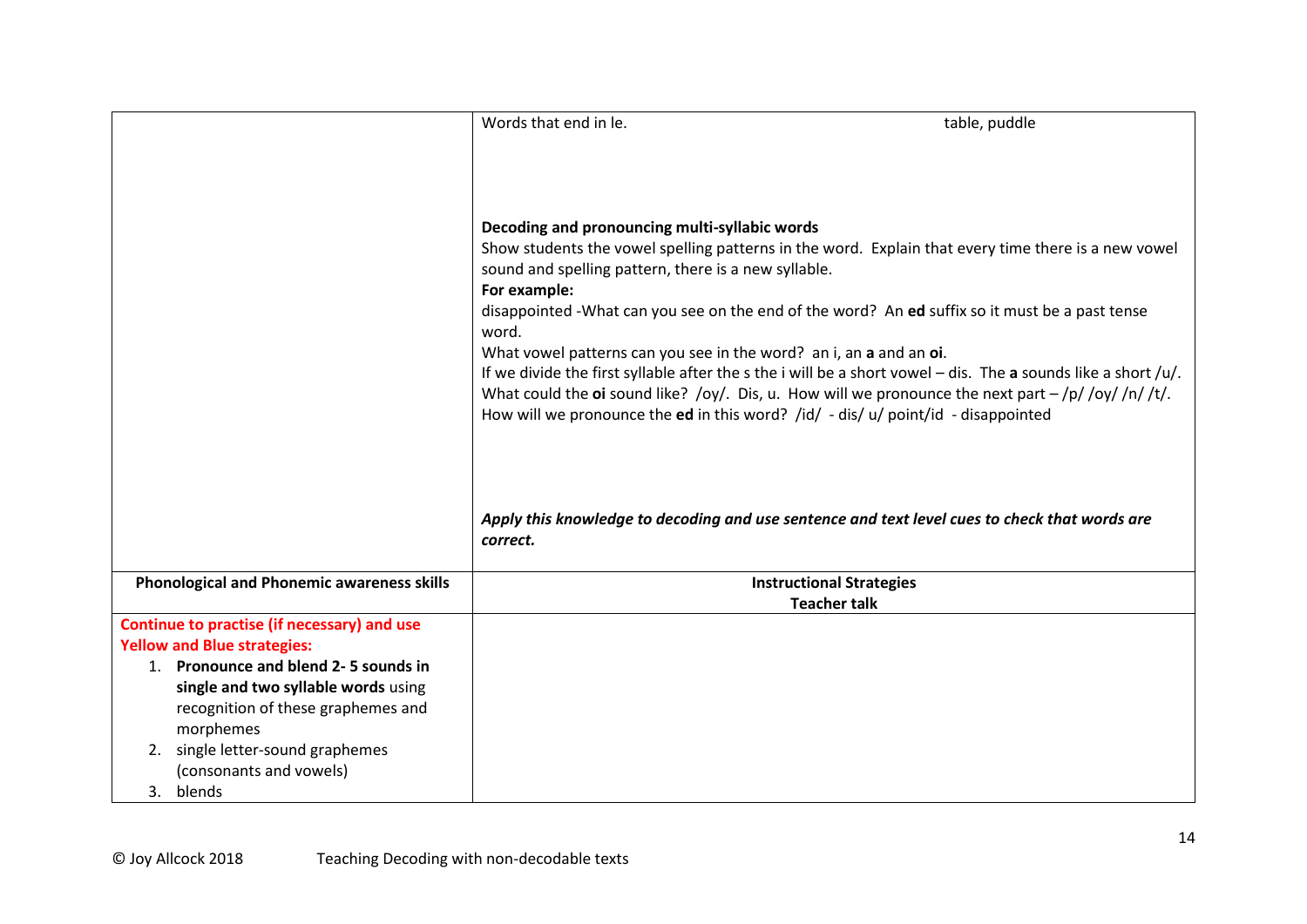| | |
|---|---|
| | Words that end in le. table, puddle<br><br>**Decoding and pronouncing multi-syllabic words**<br>Show students the vowel spelling patterns in the word. Explain that every time there is a new vowel sound and spelling pattern, there is a new syllable.<br>**For example:**<br>disappointed -What can you see on the end of the word? An **ed** suffix so it must be a past tense word.<br>What vowel patterns can you see in the word? an i, an **a** and an **oi**.<br>If we divide the first syllable after the s the i will be a short vowel – dis. The **a** sounds like a short /u/. What could the **oi** sound like? /oy/. Dis, u. How will we pronounce the next part – /p/ /oy/ /n/ /t/. How will we pronounce the **ed** in this word? /id/ - dis/ u/ point/id - disappointed<br><br>***Apply this knowledge to decoding and use sentence and text level cues to check that words are correct.*** |
| **Phonological and Phonemic awareness skills** | **Instructional Strategies**<br>**Teacher talk** |
| **Continue to practise (if necessary) and use Yellow and Blue strategies:**<br>1. **Pronounce and blend 2- 5 sounds in single and two syllable words** using recognition of these graphemes and morphemes<br>2. single letter-sound graphemes (consonants and vowels)<br>3. blends | |

© Joy Allcock 2018 Teaching Decoding with non-decodable texts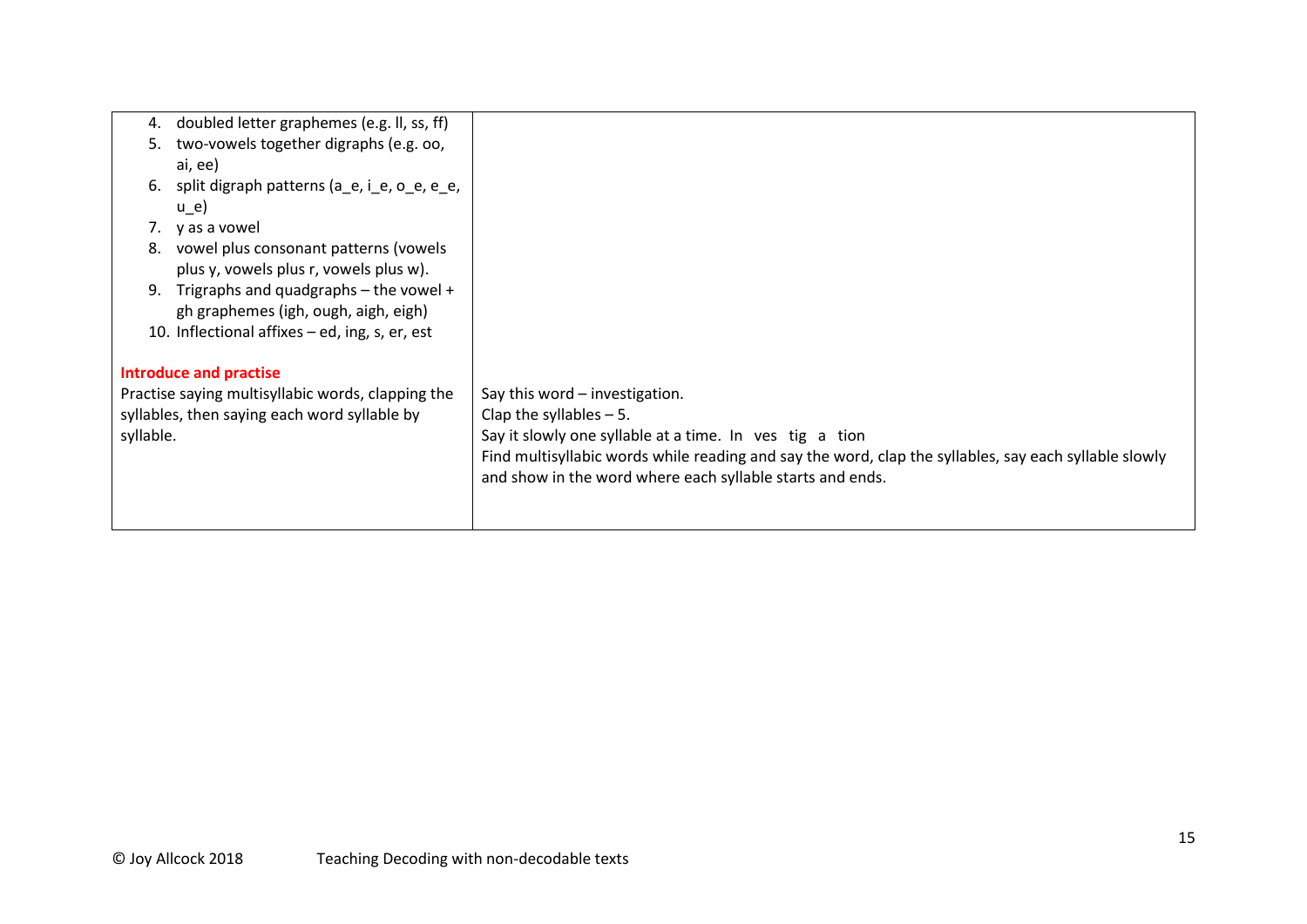| | |
|---|---|
| 4. doubled letter graphemes (e.g. ll, ss, ff)<br>5. two-vowels together digraphs (e.g. oo, ai, ee)<br>6. split digraph patterns (a_e, i_e, o_e, e_e, u_e)<br>7. y as a vowel<br>8. vowel plus consonant patterns (vowels plus y, vowels plus r, vowels plus w).<br>9. Trigraphs and quadgraphs – the vowel + gh graphemes (igh, ough, aigh, eigh)<br>10. Inflectional affixes – ed, ing, s, er, est<br><br>**Introduce and practise**<br>Practise saying multisyllabic words, clapping the syllables, then saying each word syllable by syllable. | <br><br><br><br><br><br><br><br><br><br><br>Say this word – investigation.<br>Clap the syllables – 5.<br>Say it slowly one syllable at a time. In ves tig a tion<br>Find multisyllabic words while reading and say the word, clap the syllables, say each syllable slowly and show in the word where each syllable starts and ends. |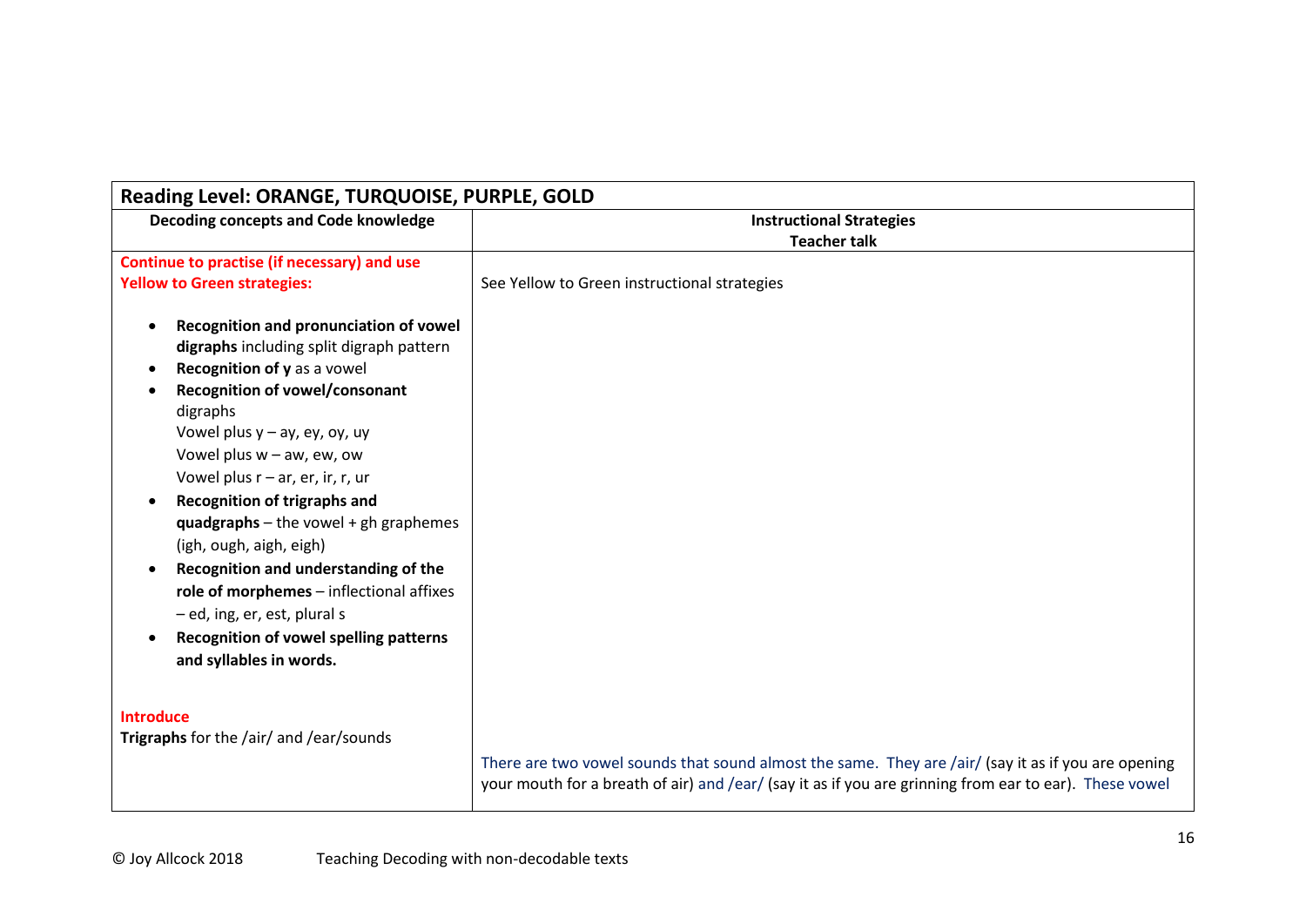| Reading Level: ORANGE, TURQUOISE, PURPLE, GOLD | |
|---|---|
| **Decoding concepts and Code knowledge** | **Instructional Strategies**<br>**Teacher talk** |
| **Continue to practise (if necessary) and use Yellow to Green strategies:**<br><br>• **Recognition and pronunciation of vowel digraphs** including split digraph pattern<br>• **Recognition of y** as a vowel<br>• **Recognition of vowel/consonant** digraphs<br>Vowel plus y – ay, ey, oy, uy<br>Vowel plus w – aw, ew, ow<br>Vowel plus r – ar, er, ir, r, ur<br>• **Recognition of trigraphs and quadgraphs** – the vowel + gh graphemes (igh, ough, aigh, eigh)<br>• **Recognition and understanding of the role of morphemes** – inflectional affixes – ed, ing, er, est, plural s<br>• **Recognition of vowel spelling patterns and syllables in words.** | See Yellow to Green instructional strategies |
| **Introduce**<br>**Trigraphs** for the /air/ and /ear/sounds | There are two vowel sounds that sound almost the same. They are /air/ (say it as if you are opening your mouth for a breath of air) and /ear/ (say it as if you are grinning from ear to ear). These vowel |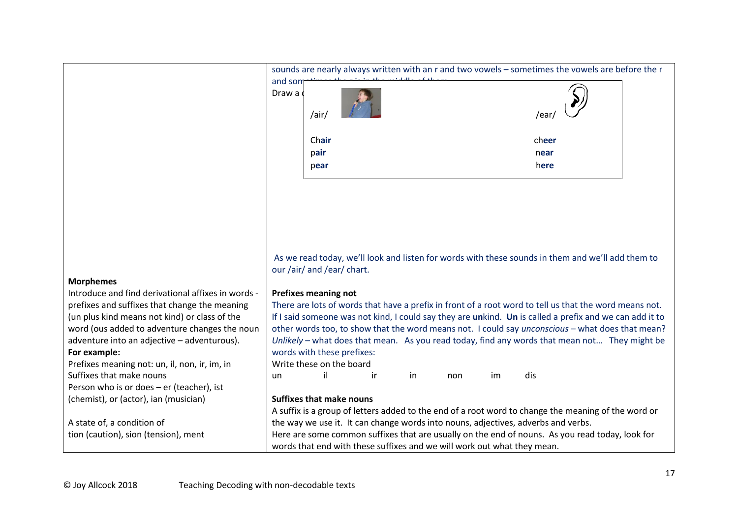| | |
|---|---|
| | sounds are nearly always written with an r and two vowels – sometimes the vowels are before the r and som[etimes the r is in the middle of them] |
| | Draw a [chart] |
| | /air/ /ear/ |
| | Ch**air** ch**eer** |
| | p**air** n**ear** |
| | p**ear** h**ere** |
| | As we read today, we'll look and listen for words with these sounds in them and we'll add them to our /air/ and /ear/ chart. |
| **Morphemes**<br>Introduce and find derivational affixes in words - prefixes and suffixes that change the meaning (un plus kind means not kind) or class of the word (ous added to adventure changes the noun adventure into an adjective – adventurous).<br>**For example:**<br>Prefixes meaning not: un, il, non, ir, im, in<br>Suffixes that make nouns<br>Person who is or does – er (teacher), ist (chemist), or (actor), ian (musician)<br><br>A state of, a condition of<br>tion (caution), sion (tension), ment | **Prefixes meaning not**<br>There are lots of words that have a prefix in front of a root word to tell us that the word means not. If I said someone was not kind, I could say they are **un**kind. **Un** is called a prefix and we can add it to other words too, to show that the word means not. I could say *unconscious* – what does that mean? *Unlikely* – what does that mean. As you read today, find any words that mean not… They might be words with these prefixes:<br>Write these on the board<br>un il ir in non im dis<br><br>**Suffixes that make nouns**<br>A suffix is a group of letters added to the end of a root word to change the meaning of the word or the way we use it. It can change words into nouns, adjectives, adverbs and verbs.<br>Here are some common suffixes that are usually on the end of nouns. As you read today, look for words that end with these suffixes and we will work out what they mean. |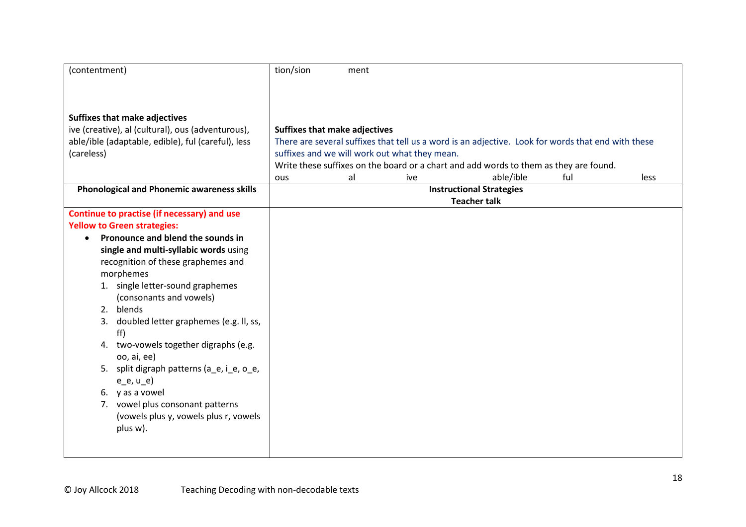| | |
|---|---|
| (contentment)<br><br>**Suffixes that make adjectives**<br>ive (creative), al (cultural), ous (adventurous), able/ible (adaptable, edible), ful (careful), less (careless) | tion/sion ment<br><br>**Suffixes that make adjectives**<br>There are several suffixes that tell us a word is an adjective. Look for words that end with these suffixes and we will work out what they mean.<br>Write these suffixes on the board or a chart and add words to them as they are found.<br>ous al ive able/ible ful less |
| **Phonological and Phonemic awareness skills** | **Instructional Strategies**<br>**Teacher talk** |
| **Continue to practise (if necessary) and use Yellow to Green strategies:**<br>• **Pronounce and blend the sounds in single and multi-syllabic words** using recognition of these graphemes and morphemes<br>1. single letter-sound graphemes (consonants and vowels)<br>2. blends<br>3. doubled letter graphemes (e.g. ll, ss, ff)<br>4. two-vowels together digraphs (e.g. oo, ai, ee)<br>5. split digraph patterns (a_e, i_e, o_e, e_e, u_e)<br>6. y as a vowel<br>7. vowel plus consonant patterns (vowels plus y, vowels plus r, vowels plus w). | |

© Joy Allcock 2018 Teaching Decoding with non-decodable texts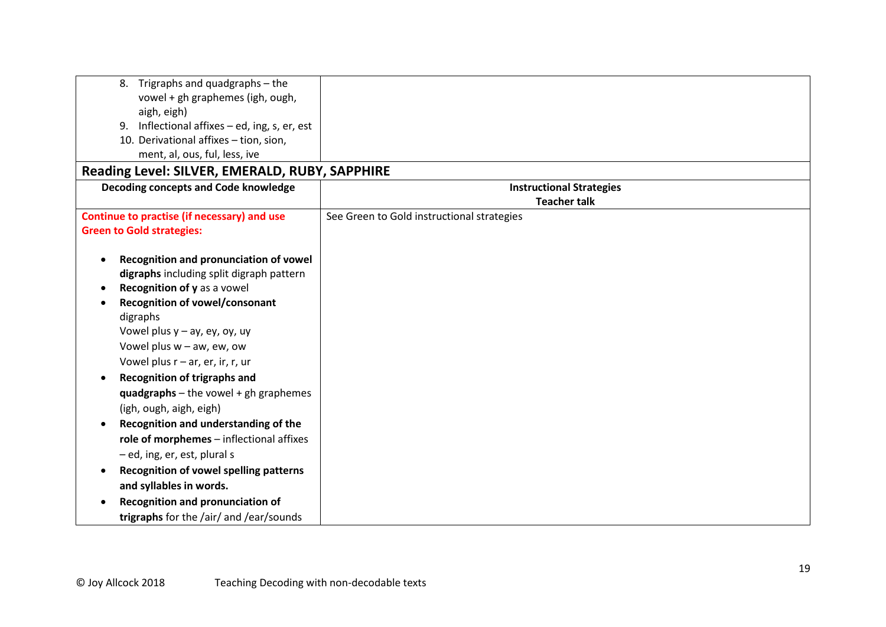| | |
|---|---|
| 8. Trigraphs and quadgraphs – the vowel + gh graphemes (igh, ough, aigh, eigh)<br>9. Inflectional affixes – ed, ing, s, er, est<br>10. Derivational affixes – tion, sion, ment, al, ous, ful, less, ive | |

## Reading Level: SILVER, EMERALD, RUBY, SAPPHIRE

| Decoding concepts and Code knowledge | Instructional Strategies<br>Teacher talk |
|---|---|
| **Continue to practise (if necessary) and use Green to Gold strategies:**<br><br>• **Recognition and pronunciation of vowel digraphs** including split digraph pattern<br>• **Recognition of y** as a vowel<br>• **Recognition of vowel/consonant** digraphs<br>Vowel plus y – ay, ey, oy, uy<br>Vowel plus w – aw, ew, ow<br>Vowel plus r – ar, er, ir, r, ur<br>• **Recognition of trigraphs and quadgraphs** – the vowel + gh graphemes (igh, ough, aigh, eigh)<br>• **Recognition and understanding of the role of morphemes** – inflectional affixes – ed, ing, er, est, plural s<br>• **Recognition of vowel spelling patterns and syllables in words.**<br>• **Recognition and pronunciation of trigraphs** for the /air/ and /ear/sounds | See Green to Gold instructional strategies |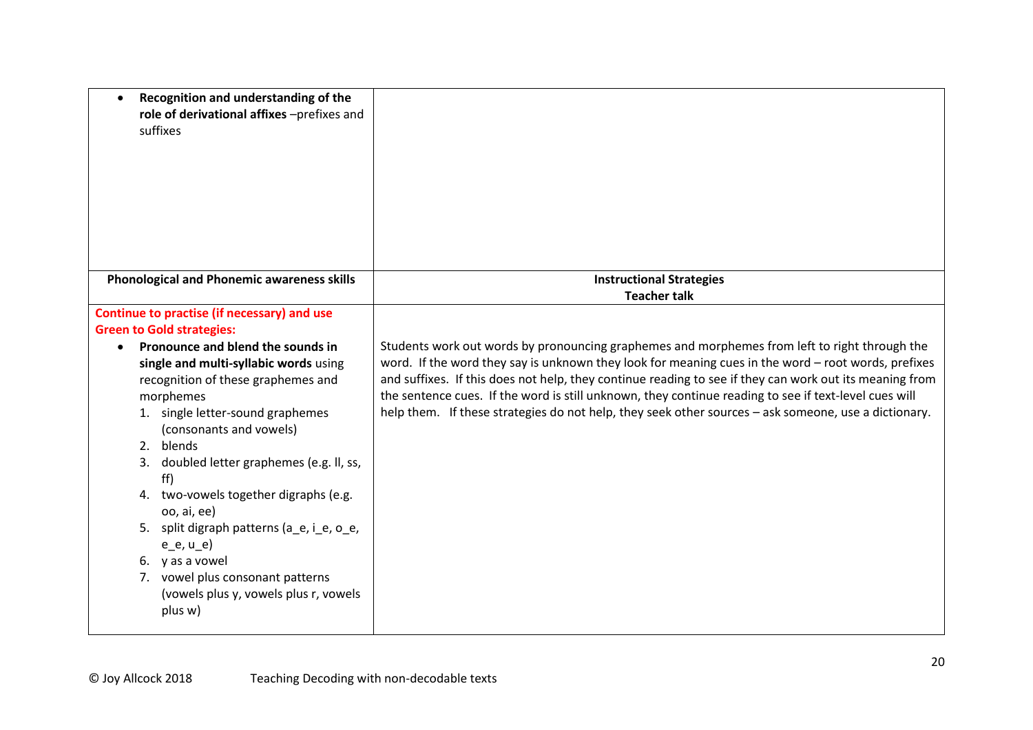| | |
|---|---|
| • **Recognition and understanding of the role of derivational affixes** –prefixes and suffixes | |
| **Phonological and Phonemic awareness skills** | **Instructional Strategies**<br>**Teacher talk** |
| **Continue to practise (if necessary) and use Green to Gold strategies:**<br>• **Pronounce and blend the sounds in single and multi-syllabic words** using recognition of these graphemes and morphemes<br>1. single letter-sound graphemes (consonants and vowels)<br>2. blends<br>3. doubled letter graphemes (e.g. ll, ss, ff)<br>4. two-vowels together digraphs (e.g. oo, ai, ee)<br>5. split digraph patterns (a_e, i_e, o_e, e_e, u_e)<br>6. y as a vowel<br>7. vowel plus consonant patterns (vowels plus y, vowels plus r, vowels plus w) | Students work out words by pronouncing graphemes and morphemes from left to right through the word. If the word they say is unknown they look for meaning cues in the word – root words, prefixes and suffixes. If this does not help, they continue reading to see if they can work out its meaning from the sentence cues. If the word is still unknown, they continue reading to see if text-level cues will help them. If these strategies do not help, they seek other sources – ask someone, use a dictionary. |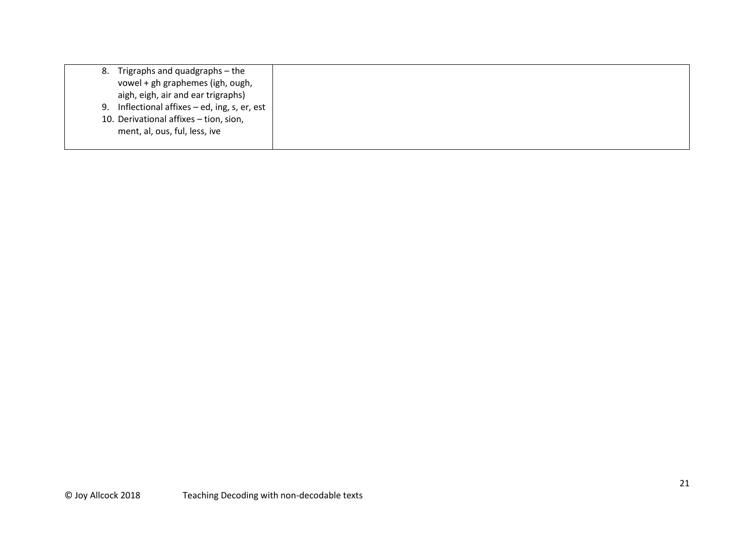| | |
|---|---|
| 8. Trigraphs and quadgraphs – the vowel + gh graphemes (igh, ough, aigh, eigh, air and ear trigraphs)<br>9. Inflectional affixes – ed, ing, s, er, est<br>10. Derivational affixes – tion, sion, ment, al, ous, ful, less, ive | |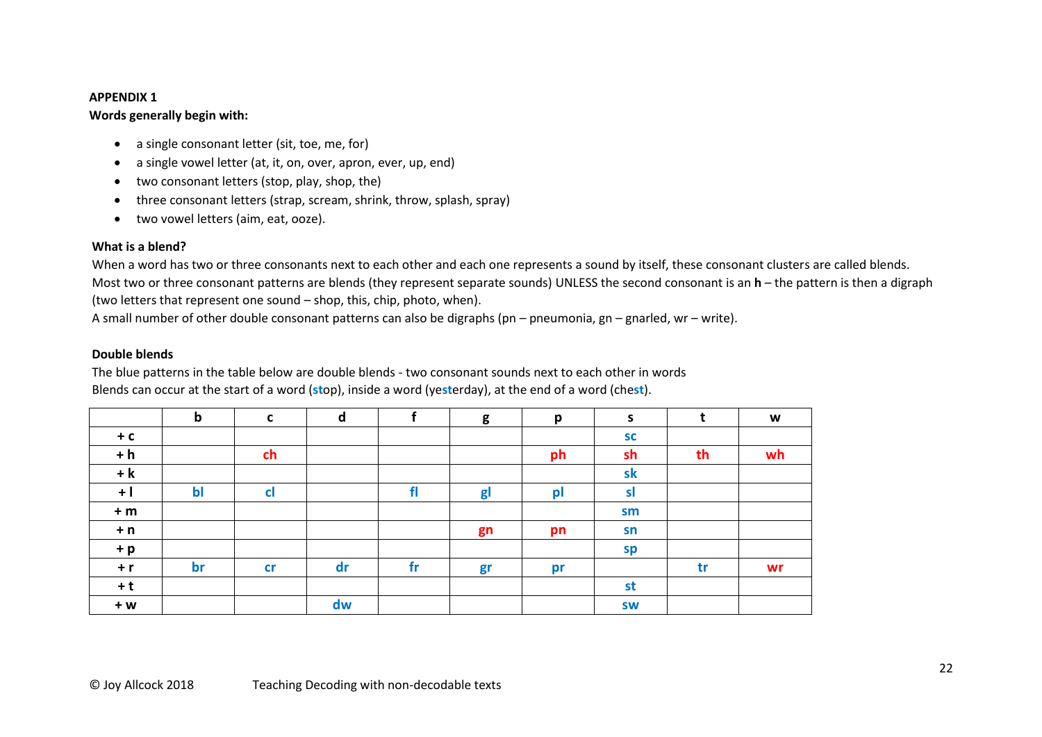**APPENDIX 1**

**Words generally begin with:**

- a single consonant letter (sit, toe, me, for)
- a single vowel letter (at, it, on, over, apron, ever, up, end)
- two consonant letters (stop, play, shop, the)
- three consonant letters (strap, scream, shrink, throw, splash, spray)
- two vowel letters (aim, eat, ooze).

**What is a blend?**

When a word has two or three consonants next to each other and each one represents a sound by itself, these consonant clusters are called blends.
Most two or three consonant patterns are blends (they represent separate sounds) UNLESS the second consonant is an **h** – the pattern is then a digraph (two letters that represent one sound – shop, this, chip, photo, when).
A small number of other double consonant patterns can also be digraphs (pn – pneumonia, gn – gnarled, wr – write).

**Double blends**

The blue patterns in the table below are double blends - two consonant sounds next to each other in words
Blends can occur at the start of a word (**st**op), inside a word (ye**st**erday), at the end of a word (che**st**).

| | b | c | d | f | g | p | s | t | w |
|---|---|---|---|---|---|---|---|---|---|
| + c | | | | | | | sc | | |
| + h | | ch | | | | ph | sh | th | wh |
| + k | | | | | | | sk | | |
| + l | bl | cl | | fl | gl | pl | sl | | |
| + m | | | | | | | sm | | |
| + n | | | | | gn | pn | sn | | |
| + p | | | | | | | sp | | |
| + r | br | cr | dr | fr | gr | pr | | tr | wr |
| + t | | | | | | | st | | |
| + w | | | dw | | | | sw | | |

© Joy Allcock 2018 Teaching Decoding with non-decodable texts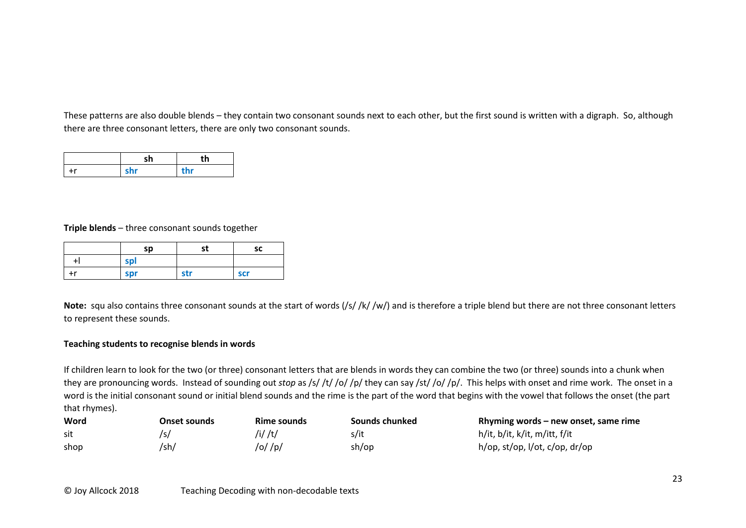These patterns are also double blends – they contain two consonant sounds next to each other, but the first sound is written with a digraph. So, although there are three consonant letters, there are only two consonant sounds.

| | sh | th |
|---|---|---|
| +r | shr | thr |

**Triple blends** – three consonant sounds together

| | sp | st | sc |
|---|---|---|---|
| +l | spl | | |
| +r | spr | str | scr |

**Note:** squ also contains three consonant sounds at the start of words (/s/ /k/ /w/) and is therefore a triple blend but there are not three consonant letters to represent these sounds.

**Teaching students to recognise blends in words**

If children learn to look for the two (or three) consonant letters that are blends in words they can combine the two (or three) sounds into a chunk when they are pronouncing words. Instead of sounding out *stop* as /s/ /t/ /o/ /p/ they can say /st/ /o/ /p/. This helps with onset and rime work. The onset in a word is the initial consonant sound or initial blend sounds and the rime is the part of the word that begins with the vowel that follows the onset (the part that rhymes).

| Word | Onset sounds | Rime sounds | Sounds chunked | Rhyming words – new onset, same rime |
|---|---|---|---|---|
| sit | /s/ | /i/ /t/ | s/it | h/it, b/it, k/it, m/itt, f/it |
| shop | /sh/ | /o/ /p/ | sh/op | h/op, st/op, l/ot, c/op, dr/op |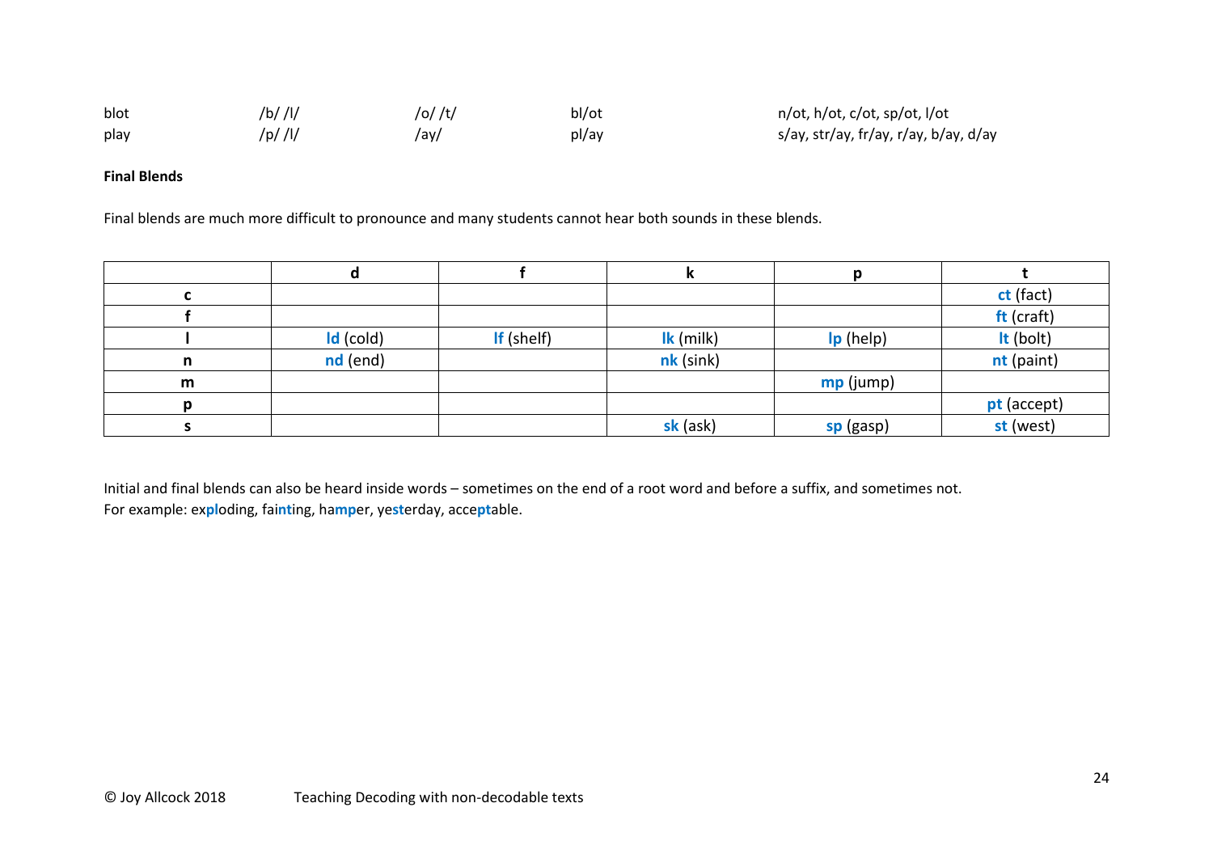| | | | | |
|---|---|---|---|---|
| blot | /b/ /l/ | /o/ /t/ | bl/ot | n/ot, h/ot, c/ot, sp/ot, l/ot |
| play | /p/ /l/ | /ay/ | pl/ay | s/ay, str/ay, fr/ay, r/ay, b/ay, d/ay |

**Final Blends**

Final blends are much more difficult to pronounce and many students cannot hear both sounds in these blends.

| | **d** | **f** | **k** | **p** | **t** |
|---|---|---|---|---|---|
| **c** | | | | | **ct** (fact) |
| **f** | | | | | **ft** (craft) |
| **l** | **ld** (cold) | **lf** (shelf) | **lk** (milk) | **lp** (help) | **lt** (bolt) |
| **n** | **nd** (end) | | **nk** (sink) | | **nt** (paint) |
| **m** | | | | **mp** (jump) | |
| **p** | | | | | **pt** (accept) |
| **s** | | | **sk** (ask) | **sp** (gasp) | **st** (west) |

Initial and final blends can also be heard inside words – sometimes on the end of a root word and before a suffix, and sometimes not.
For example: ex**pl**oding, fai**nt**ing, ha**mp**er, ye**st**erday, acce**pt**able.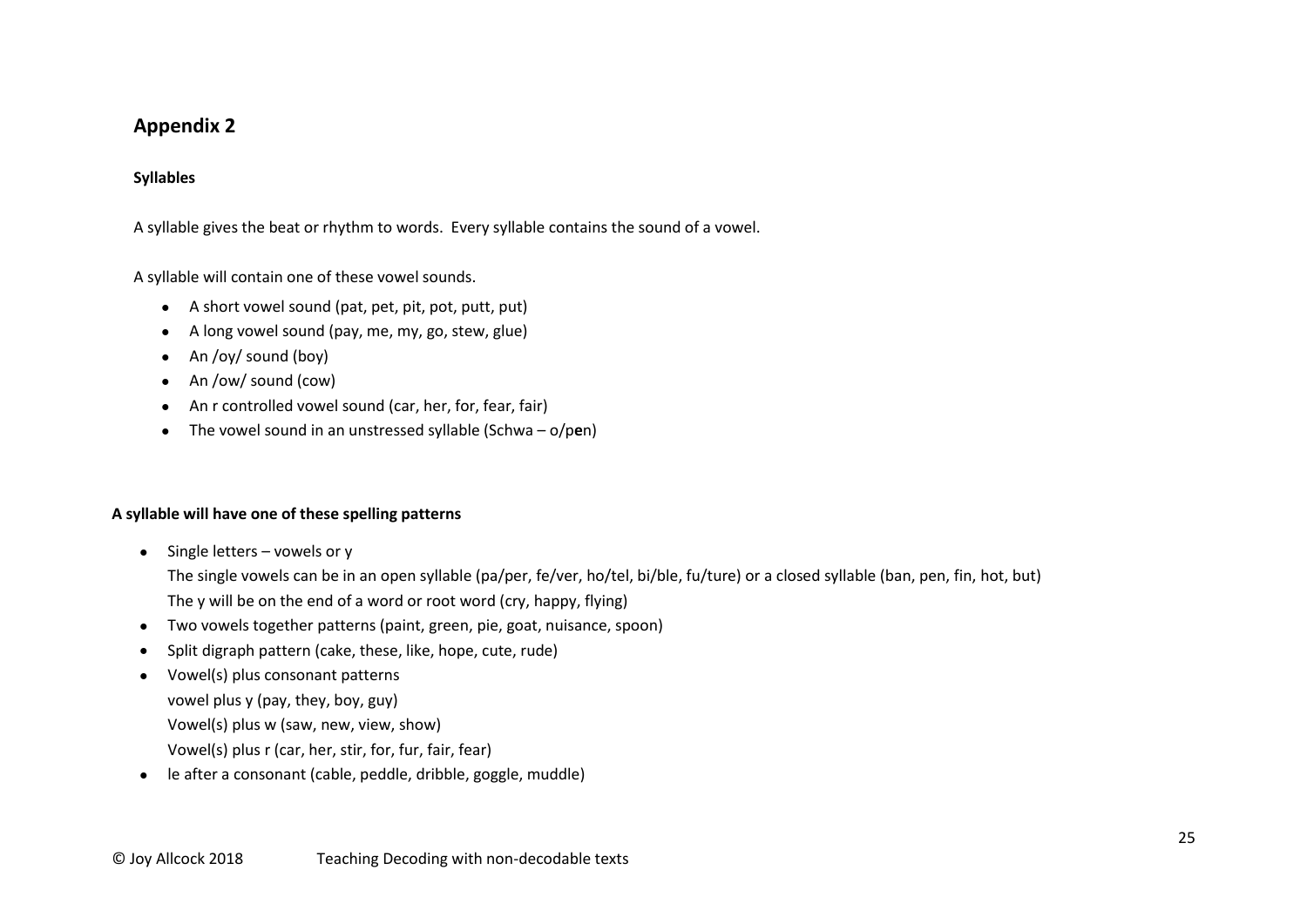# Appendix 2

### Syllables

A syllable gives the beat or rhythm to words. Every syllable contains the sound of a vowel.

A syllable will contain one of these vowel sounds.

- A short vowel sound (pat, pet, pit, pot, putt, put)
- A long vowel sound (pay, me, my, go, stew, glue)
- An /oy/ sound (boy)
- An /ow/ sound (cow)
- An r controlled vowel sound (car, her, for, fear, fair)
- The vowel sound in an unstressed syllable (Schwa – o/p**e**n)

### A syllable will have one of these spelling patterns

- Single letters – vowels or y
  The single vowels can be in an open syllable (pa/per, fe/ver, ho/tel, bi/ble, fu/ture) or a closed syllable (ban, pen, fin, hot, but)
  The y will be on the end of a word or root word (cry, happy, flying)
- Two vowels together patterns (paint, green, pie, goat, nuisance, spoon)
- Split digraph pattern (cake, these, like, hope, cute, rude)
- Vowel(s) plus consonant patterns
  vowel plus y (pay, they, boy, guy)
  Vowel(s) plus w (saw, new, view, show)
  Vowel(s) plus r (car, her, stir, for, fur, fair, fear)
- le after a consonant (cable, peddle, dribble, goggle, muddle)

© Joy Allcock 2018 Teaching Decoding with non-decodable texts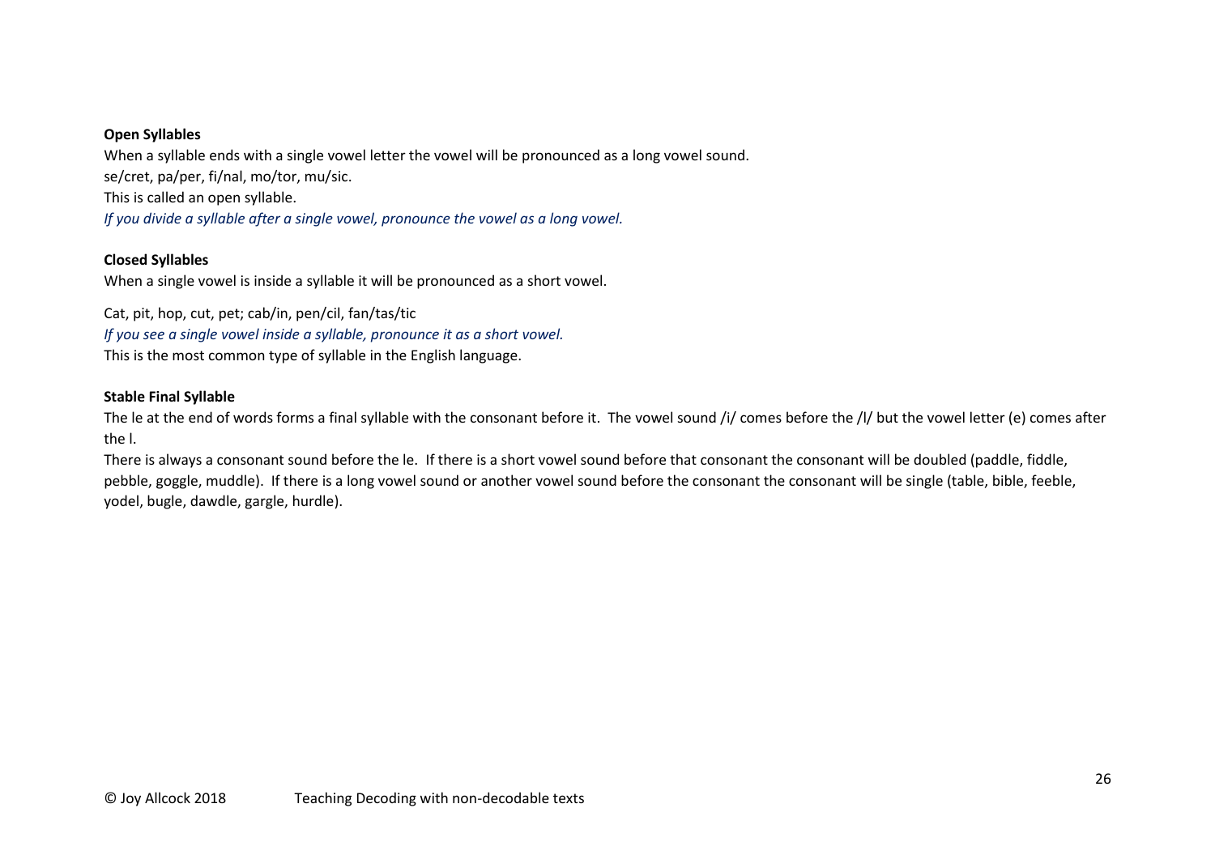**Open Syllables**

When a syllable ends with a single vowel letter the vowel will be pronounced as a long vowel sound.

se/cret, pa/per, fi/nal, mo/tor, mu/sic.

This is called an open syllable.

*If you divide a syllable after a single vowel, pronounce the vowel as a long vowel.*

**Closed Syllables**

When a single vowel is inside a syllable it will be pronounced as a short vowel.

Cat, pit, hop, cut, pet; cab/in, pen/cil, fan/tas/tic

*If you see a single vowel inside a syllable, pronounce it as a short vowel.*

This is the most common type of syllable in the English language.

**Stable Final Syllable**

The le at the end of words forms a final syllable with the consonant before it. The vowel sound /i/ comes before the /l/ but the vowel letter (e) comes after the l.

There is always a consonant sound before the le. If there is a short vowel sound before that consonant the consonant will be doubled (paddle, fiddle, pebble, goggle, muddle). If there is a long vowel sound or another vowel sound before the consonant the consonant will be single (table, bible, feeble, yodel, bugle, dawdle, gargle, hurdle).